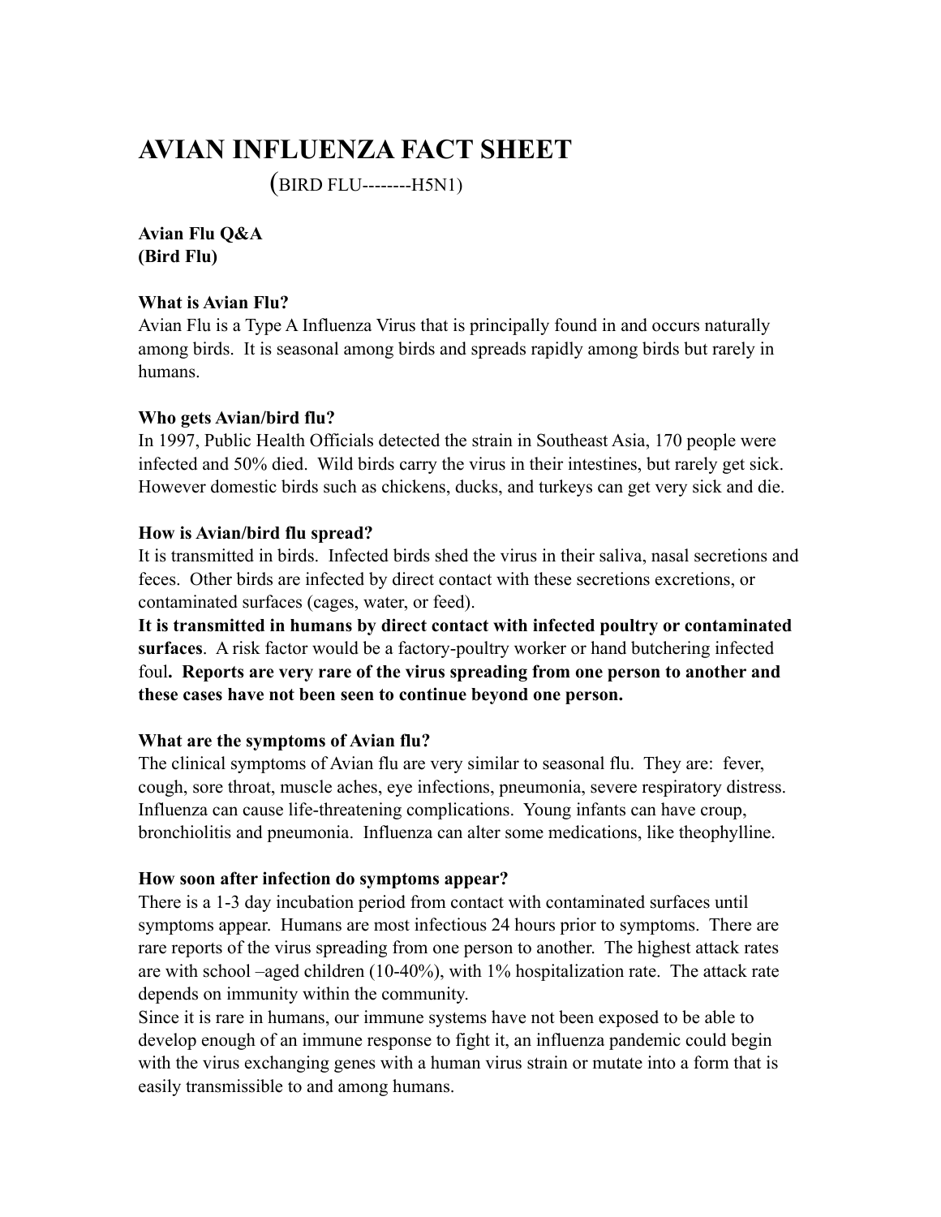# AVIAN INFLUENZA FACT SHEET

(BIRD FLU--------H5N1)

**Avian Flu Q&A**
**(Bird Flu)**

**What is Avian Flu?**

Avian Flu is a Type A Influenza Virus that is principally found in and occurs naturally among birds. It is seasonal among birds and spreads rapidly among birds but rarely in humans.

**Who gets Avian/bird flu?**

In 1997, Public Health Officials detected the strain in Southeast Asia, 170 people were infected and 50% died. Wild birds carry the virus in their intestines, but rarely get sick. However domestic birds such as chickens, ducks, and turkeys can get very sick and die.

**How is Avian/bird flu spread?**

It is transmitted in birds. Infected birds shed the virus in their saliva, nasal secretions and feces. Other birds are infected by direct contact with these secretions excretions, or contaminated surfaces (cages, water, or feed).

**It is transmitted in humans by direct contact with infected poultry or contaminated surfaces**. A risk factor would be a factory-poultry worker or hand butchering infected foul**. Reports are very rare of the virus spreading from one person to another and these cases have not been seen to continue beyond one person.**

**What are the symptoms of Avian flu?**

The clinical symptoms of Avian flu are very similar to seasonal flu. They are: fever, cough, sore throat, muscle aches, eye infections, pneumonia, severe respiratory distress. Influenza can cause life-threatening complications. Young infants can have croup, bronchiolitis and pneumonia. Influenza can alter some medications, like theophylline.

**How soon after infection do symptoms appear?**

There is a 1-3 day incubation period from contact with contaminated surfaces until symptoms appear. Humans are most infectious 24 hours prior to symptoms. There are rare reports of the virus spreading from one person to another. The highest attack rates are with school –aged children (10-40%), with 1% hospitalization rate. The attack rate depends on immunity within the community.

Since it is rare in humans, our immune systems have not been exposed to be able to develop enough of an immune response to fight it, an influenza pandemic could begin with the virus exchanging genes with a human virus strain or mutate into a form that is easily transmissible to and among humans.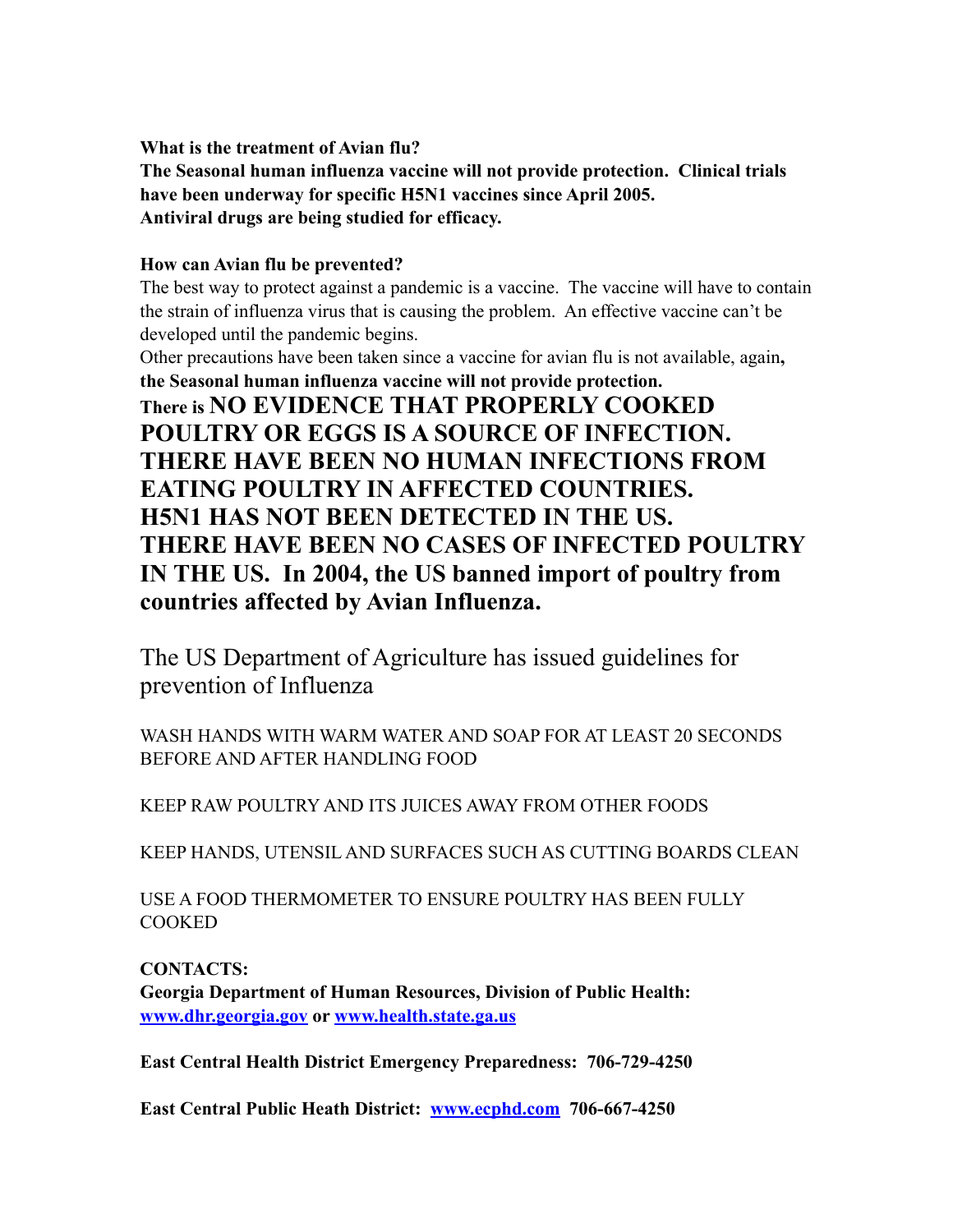**What is the treatment of Avian flu?**

**The Seasonal human influenza vaccine will not provide protection. Clinical trials have been underway for specific H5N1 vaccines since April 2005.**

**Antiviral drugs are being studied for efficacy.**

**How can Avian flu be prevented?**

The best way to protect against a pandemic is a vaccine. The vaccine will have to contain the strain of influenza virus that is causing the problem. An effective vaccine can't be developed until the pandemic begins.

Other precautions have been taken since a vaccine for avian flu is not available, again**, the Seasonal human influenza vaccine will not provide protection.**

**There is NO EVIDENCE THAT PROPERLY COOKED POULTRY OR EGGS IS A SOURCE OF INFECTION. THERE HAVE BEEN NO HUMAN INFECTIONS FROM EATING POULTRY IN AFFECTED COUNTRIES. H5N1 HAS NOT BEEN DETECTED IN THE US. THERE HAVE BEEN NO CASES OF INFECTED POULTRY IN THE US. In 2004, the US banned import of poultry from countries affected by Avian Influenza.**

The US Department of Agriculture has issued guidelines for prevention of Influenza

WASH HANDS WITH WARM WATER AND SOAP FOR AT LEAST 20 SECONDS BEFORE AND AFTER HANDLING FOOD

KEEP RAW POULTRY AND ITS JUICES AWAY FROM OTHER FOODS

KEEP HANDS, UTENSIL AND SURFACES SUCH AS CUTTING BOARDS CLEAN

USE A FOOD THERMOMETER TO ENSURE POULTRY HAS BEEN FULLY COOKED

**CONTACTS:**

**Georgia Department of Human Resources, Division of Public Health: [www.dhr.georgia.gov](http://www.dhr.georgia.gov) or [www.health.state.ga.us](http://www.health.state.ga.us)**

**East Central Health District Emergency Preparedness: 706-729-4250**

**East Central Public Heath District: [www.ecphd.com](http://www.ecphd.com) 706-667-4250**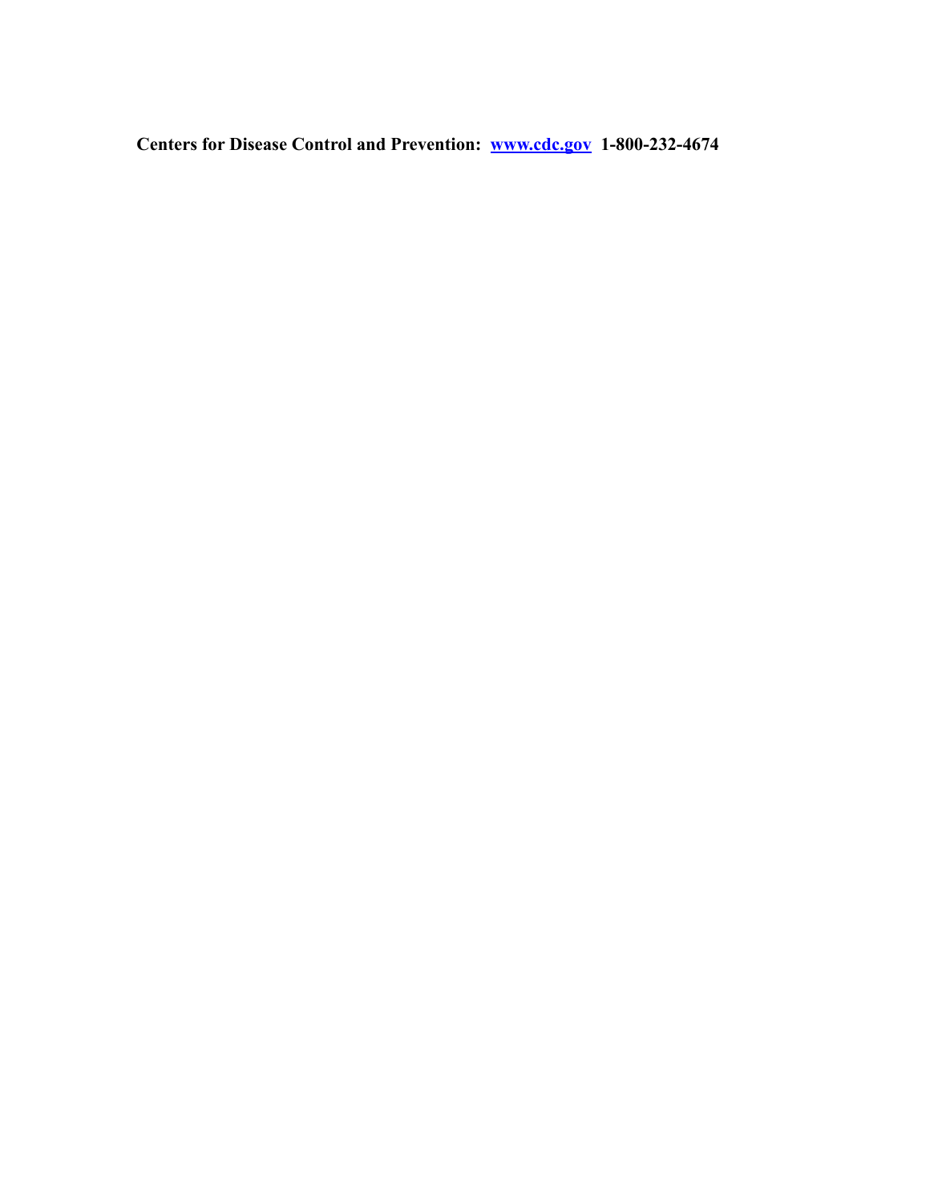**Centers for Disease Control and Prevention: [www.cdc.gov](http://www.cdc.gov) 1-800-232-4674**